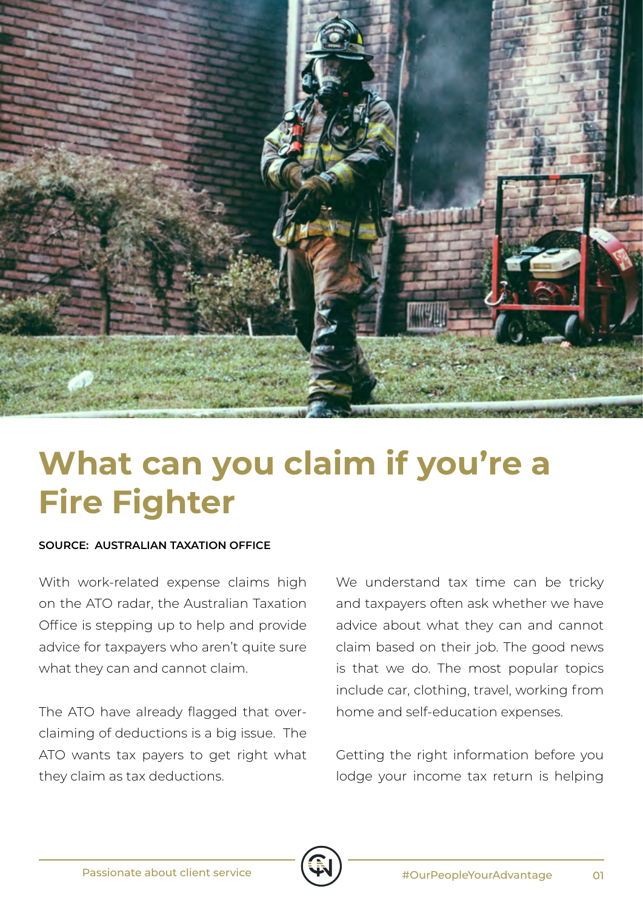# What can you claim if you're a Fire Fighter

**SOURCE: AUSTRALIAN TAXATION OFFICE**

With work-related expense claims high on the ATO radar, the Australian Taxation Office is stepping up to help and provide advice for taxpayers who aren't quite sure what they can and cannot claim.

The ATO have already flagged that over-claiming of deductions is a big issue. The ATO wants tax payers to get right what they claim as tax deductions.

We understand tax time can be tricky and taxpayers often ask whether we have advice about what they can and cannot claim based on their job. The good news is that we do. The most popular topics include car, clothing, travel, working from home and self-education expenses.

Getting the right information before you lodge your income tax return is helping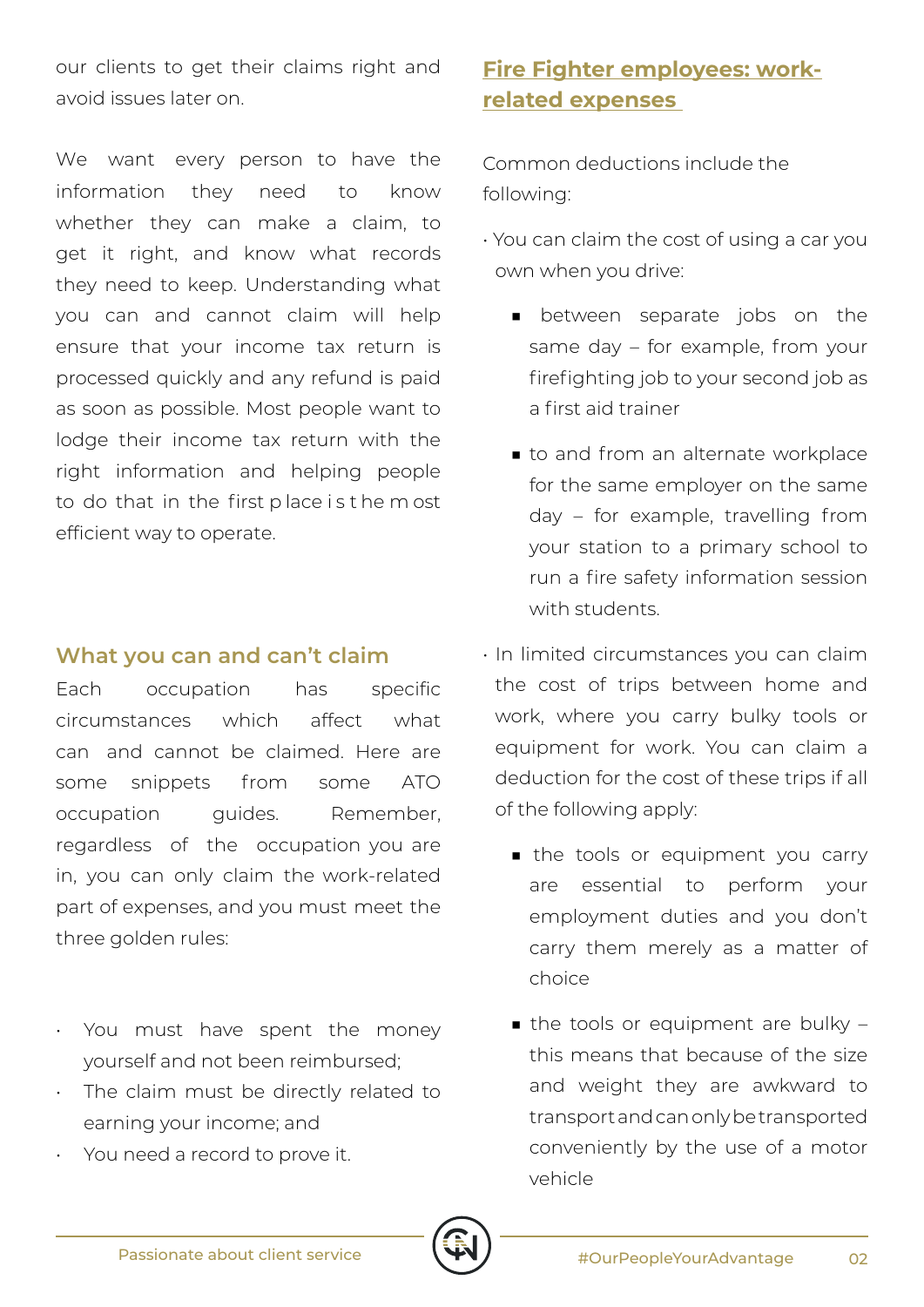our clients to get their claims right and avoid issues later on.

We want every person to have the information they need to know whether they can make a claim, to get it right, and know what records they need to keep. Understanding what you can and cannot claim will help ensure that your income tax return is processed quickly and any refund is paid as soon as possible. Most people want to lodge their income tax return with the right information and helping people to do that in the first place is the most efficient way to operate.

## What you can and can't claim

Each occupation has specific circumstances which affect what can and cannot be claimed. Here are some snippets from some ATO occupation guides. Remember, regardless of the occupation you are in, you can only claim the work-related part of expenses, and you must meet the three golden rules:

- You must have spent the money yourself and not been reimbursed;
- The claim must be directly related to earning your income; and
- You need a record to prove it.

## Fire Fighter employees: work-related expenses

Common deductions include the following:

- You can claim the cost of using a car you own when you drive:
  - between separate jobs on the same day – for example, from your firefighting job to your second job as a first aid trainer
  - to and from an alternate workplace for the same employer on the same day – for example, travelling from your station to a primary school to run a fire safety information session with students.
- In limited circumstances you can claim the cost of trips between home and work, where you carry bulky tools or equipment for work. You can claim a deduction for the cost of these trips if all of the following apply:
  - the tools or equipment you carry are essential to perform your employment duties and you don't carry them merely as a matter of choice
  - the tools or equipment are bulky – this means that because of the size and weight they are awkward to transport and can only be transported conveniently by the use of a motor vehicle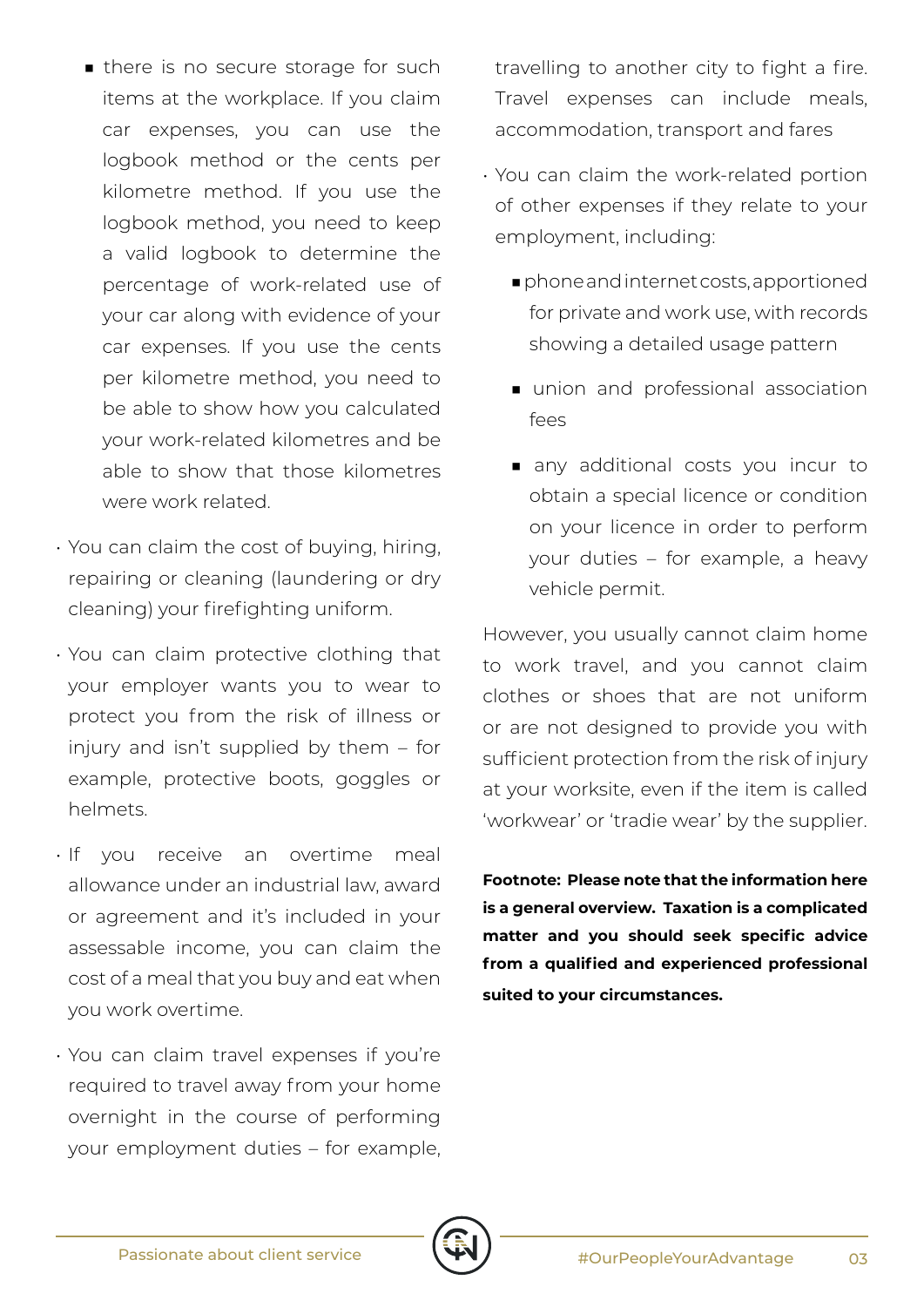- there is no secure storage for such items at the workplace. If you claim car expenses, you can use the logbook method or the cents per kilometre method. If you use the logbook method, you need to keep a valid logbook to determine the percentage of work-related use of your car along with evidence of your car expenses. If you use the cents per kilometre method, you need to be able to show how you calculated your work-related kilometres and be able to show that those kilometres were work related.

- You can claim the cost of buying, hiring, repairing or cleaning (laundering or dry cleaning) your firefighting uniform.
- You can claim protective clothing that your employer wants you to wear to protect you from the risk of illness or injury and isn't supplied by them – for example, protective boots, goggles or helmets.
- If you receive an overtime meal allowance under an industrial law, award or agreement and it's included in your assessable income, you can claim the cost of a meal that you buy and eat when you work overtime.
- You can claim travel expenses if you're required to travel away from your home overnight in the course of performing your employment duties – for example, travelling to another city to fight a fire. Travel expenses can include meals, accommodation, transport and fares
- You can claim the work-related portion of other expenses if they relate to your employment, including:
  - phone and internet costs, apportioned for private and work use, with records showing a detailed usage pattern
  - union and professional association fees
  - any additional costs you incur to obtain a special licence or condition on your licence in order to perform your duties – for example, a heavy vehicle permit.

However, you usually cannot claim home to work travel, and you cannot claim clothes or shoes that are not uniform or are not designed to provide you with sufficient protection from the risk of injury at your worksite, even if the item is called 'workwear' or 'tradie wear' by the supplier.

**Footnote: Please note that the information here is a general overview. Taxation is a complicated matter and you should seek specific advice from a qualified and experienced professional suited to your circumstances.**